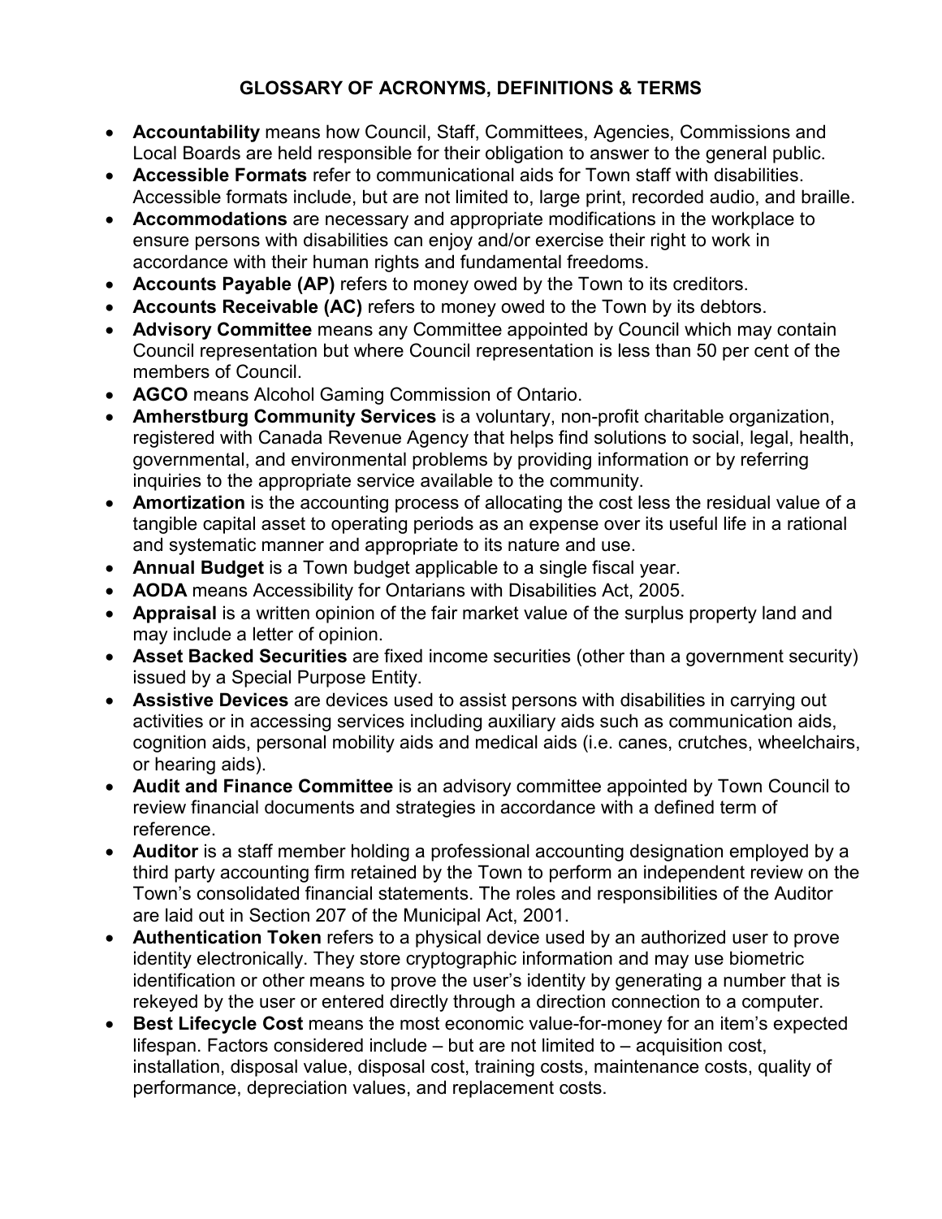# GLOSSARY OF ACRONYMS, DEFINITIONS & TERMS

- **Accountability** means how Council, Staff, Committees, Agencies, Commissions and Local Boards are held responsible for their obligation to answer to the general public.
- **Accessible Formats** refer to communicational aids for Town staff with disabilities. Accessible formats include, but are not limited to, large print, recorded audio, and braille.
- **Accommodations** are necessary and appropriate modifications in the workplace to ensure persons with disabilities can enjoy and/or exercise their right to work in accordance with their human rights and fundamental freedoms.
- **Accounts Payable (AP)** refers to money owed by the Town to its creditors.
- **Accounts Receivable (AC)** refers to money owed to the Town by its debtors.
- **Advisory Committee** means any Committee appointed by Council which may contain Council representation but where Council representation is less than 50 per cent of the members of Council.
- **AGCO** means Alcohol Gaming Commission of Ontario.
- **Amherstburg Community Services** is a voluntary, non-profit charitable organization, registered with Canada Revenue Agency that helps find solutions to social, legal, health, governmental, and environmental problems by providing information or by referring inquiries to the appropriate service available to the community.
- **Amortization** is the accounting process of allocating the cost less the residual value of a tangible capital asset to operating periods as an expense over its useful life in a rational and systematic manner and appropriate to its nature and use.
- **Annual Budget** is a Town budget applicable to a single fiscal year.
- **AODA** means Accessibility for Ontarians with Disabilities Act, 2005.
- **Appraisal** is a written opinion of the fair market value of the surplus property land and may include a letter of opinion.
- **Asset Backed Securities** are fixed income securities (other than a government security) issued by a Special Purpose Entity.
- **Assistive Devices** are devices used to assist persons with disabilities in carrying out activities or in accessing services including auxiliary aids such as communication aids, cognition aids, personal mobility aids and medical aids (i.e. canes, crutches, wheelchairs, or hearing aids).
- **Audit and Finance Committee** is an advisory committee appointed by Town Council to review financial documents and strategies in accordance with a defined term of reference.
- **Auditor** is a staff member holding a professional accounting designation employed by a third party accounting firm retained by the Town to perform an independent review on the Town's consolidated financial statements. The roles and responsibilities of the Auditor are laid out in Section 207 of the Municipal Act, 2001.
- **Authentication Token** refers to a physical device used by an authorized user to prove identity electronically. They store cryptographic information and may use biometric identification or other means to prove the user's identity by generating a number that is rekeyed by the user or entered directly through a direction connection to a computer.
- **Best Lifecycle Cost** means the most economic value-for-money for an item's expected lifespan. Factors considered include – but are not limited to – acquisition cost, installation, disposal value, disposal cost, training costs, maintenance costs, quality of performance, depreciation values, and replacement costs.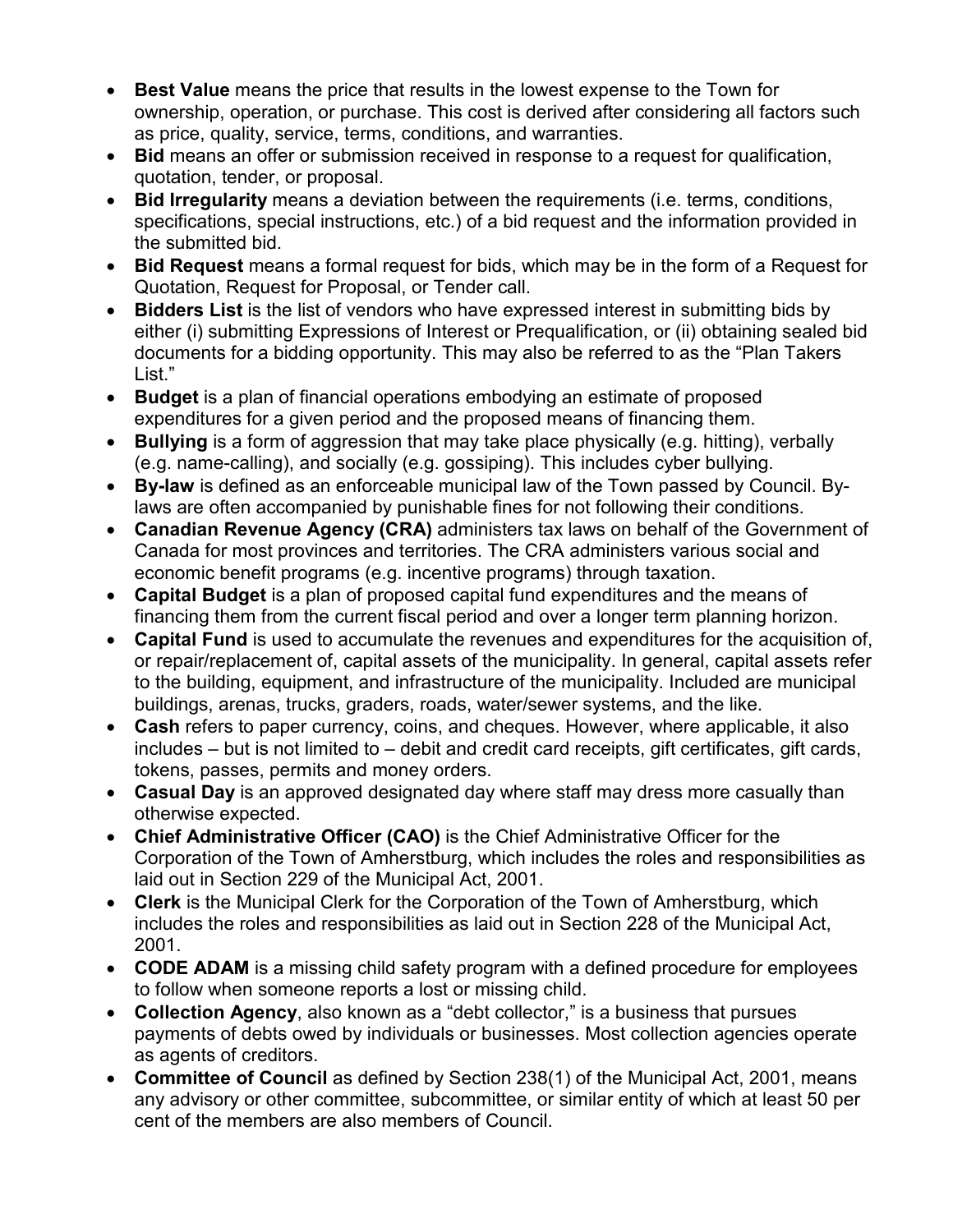- **Best Value** means the price that results in the lowest expense to the Town for ownership, operation, or purchase. This cost is derived after considering all factors such as price, quality, service, terms, conditions, and warranties.
- **Bid** means an offer or submission received in response to a request for qualification, quotation, tender, or proposal.
- **Bid Irregularity** means a deviation between the requirements (i.e. terms, conditions, specifications, special instructions, etc.) of a bid request and the information provided in the submitted bid.
- **Bid Request** means a formal request for bids, which may be in the form of a Request for Quotation, Request for Proposal, or Tender call.
- **Bidders List** is the list of vendors who have expressed interest in submitting bids by either (i) submitting Expressions of Interest or Prequalification, or (ii) obtaining sealed bid documents for a bidding opportunity. This may also be referred to as the "Plan Takers List."
- **Budget** is a plan of financial operations embodying an estimate of proposed expenditures for a given period and the proposed means of financing them.
- **Bullying** is a form of aggression that may take place physically (e.g. hitting), verbally (e.g. name-calling), and socially (e.g. gossiping). This includes cyber bullying.
- **By-law** is defined as an enforceable municipal law of the Town passed by Council. By-laws are often accompanied by punishable fines for not following their conditions.
- **Canadian Revenue Agency (CRA)** administers tax laws on behalf of the Government of Canada for most provinces and territories. The CRA administers various social and economic benefit programs (e.g. incentive programs) through taxation.
- **Capital Budget** is a plan of proposed capital fund expenditures and the means of financing them from the current fiscal period and over a longer term planning horizon.
- **Capital Fund** is used to accumulate the revenues and expenditures for the acquisition of, or repair/replacement of, capital assets of the municipality. In general, capital assets refer to the building, equipment, and infrastructure of the municipality. Included are municipal buildings, arenas, trucks, graders, roads, water/sewer systems, and the like.
- **Cash** refers to paper currency, coins, and cheques. However, where applicable, it also includes – but is not limited to – debit and credit card receipts, gift certificates, gift cards, tokens, passes, permits and money orders.
- **Casual Day** is an approved designated day where staff may dress more casually than otherwise expected.
- **Chief Administrative Officer (CAO)** is the Chief Administrative Officer for the Corporation of the Town of Amherstburg, which includes the roles and responsibilities as laid out in Section 229 of the Municipal Act, 2001.
- **Clerk** is the Municipal Clerk for the Corporation of the Town of Amherstburg, which includes the roles and responsibilities as laid out in Section 228 of the Municipal Act, 2001.
- **CODE ADAM** is a missing child safety program with a defined procedure for employees to follow when someone reports a lost or missing child.
- **Collection Agency**, also known as a "debt collector," is a business that pursues payments of debts owed by individuals or businesses. Most collection agencies operate as agents of creditors.
- **Committee of Council** as defined by Section 238(1) of the Municipal Act, 2001, means any advisory or other committee, subcommittee, or similar entity of which at least 50 per cent of the members are also members of Council.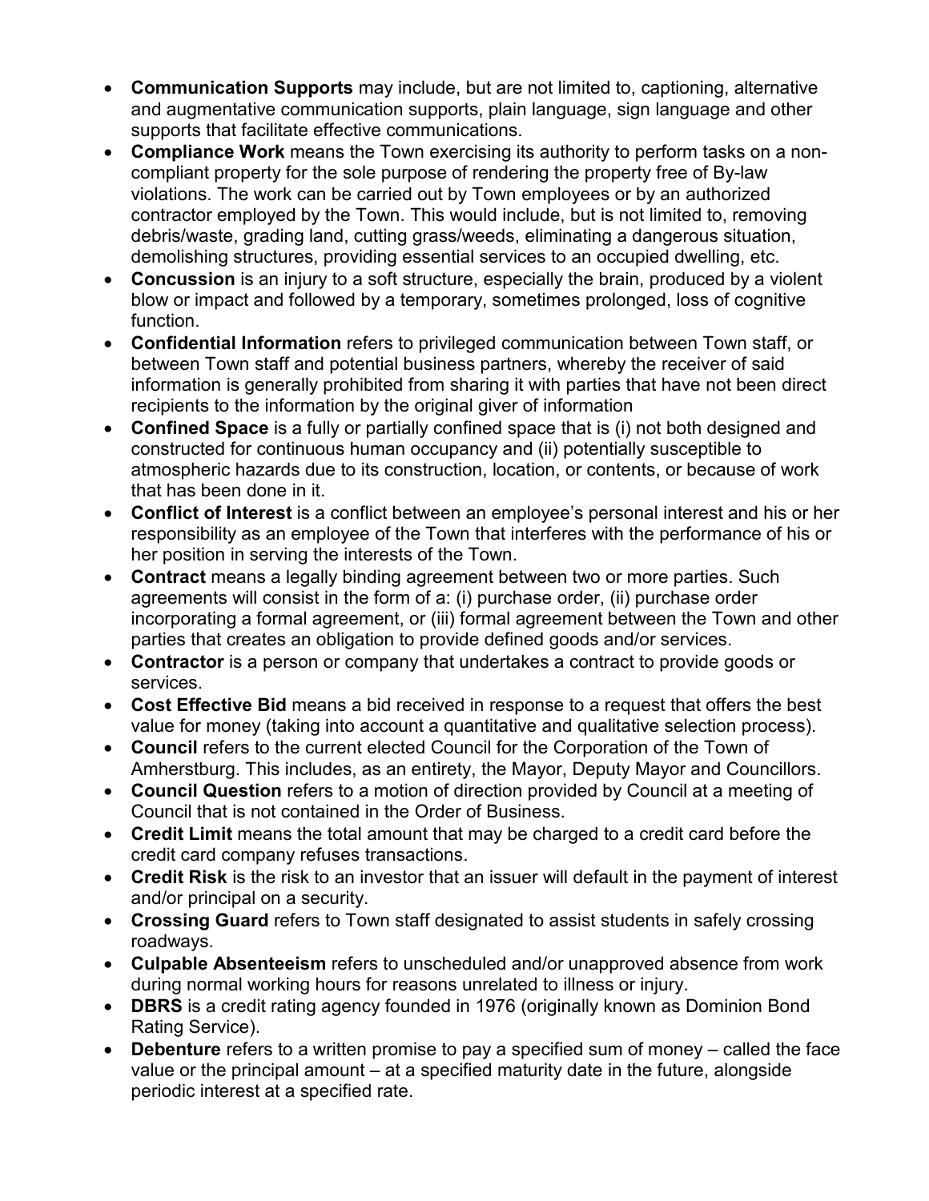- **Communication Supports** may include, but are not limited to, captioning, alternative and augmentative communication supports, plain language, sign language and other supports that facilitate effective communications.
- **Compliance Work** means the Town exercising its authority to perform tasks on a non-compliant property for the sole purpose of rendering the property free of By-law violations. The work can be carried out by Town employees or by an authorized contractor employed by the Town. This would include, but is not limited to, removing debris/waste, grading land, cutting grass/weeds, eliminating a dangerous situation, demolishing structures, providing essential services to an occupied dwelling, etc.
- **Concussion** is an injury to a soft structure, especially the brain, produced by a violent blow or impact and followed by a temporary, sometimes prolonged, loss of cognitive function.
- **Confidential Information** refers to privileged communication between Town staff, or between Town staff and potential business partners, whereby the receiver of said information is generally prohibited from sharing it with parties that have not been direct recipients to the information by the original giver of information
- **Confined Space** is a fully or partially confined space that is (i) not both designed and constructed for continuous human occupancy and (ii) potentially susceptible to atmospheric hazards due to its construction, location, or contents, or because of work that has been done in it.
- **Conflict of Interest** is a conflict between an employee's personal interest and his or her responsibility as an employee of the Town that interferes with the performance of his or her position in serving the interests of the Town.
- **Contract** means a legally binding agreement between two or more parties. Such agreements will consist in the form of a: (i) purchase order, (ii) purchase order incorporating a formal agreement, or (iii) formal agreement between the Town and other parties that creates an obligation to provide defined goods and/or services.
- **Contractor** is a person or company that undertakes a contract to provide goods or services.
- **Cost Effective Bid** means a bid received in response to a request that offers the best value for money (taking into account a quantitative and qualitative selection process).
- **Council** refers to the current elected Council for the Corporation of the Town of Amherstburg. This includes, as an entirety, the Mayor, Deputy Mayor and Councillors.
- **Council Question** refers to a motion of direction provided by Council at a meeting of Council that is not contained in the Order of Business.
- **Credit Limit** means the total amount that may be charged to a credit card before the credit card company refuses transactions.
- **Credit Risk** is the risk to an investor that an issuer will default in the payment of interest and/or principal on a security.
- **Crossing Guard** refers to Town staff designated to assist students in safely crossing roadways.
- **Culpable Absenteeism** refers to unscheduled and/or unapproved absence from work during normal working hours for reasons unrelated to illness or injury.
- **DBRS** is a credit rating agency founded in 1976 (originally known as Dominion Bond Rating Service).
- **Debenture** refers to a written promise to pay a specified sum of money – called the face value or the principal amount – at a specified maturity date in the future, alongside periodic interest at a specified rate.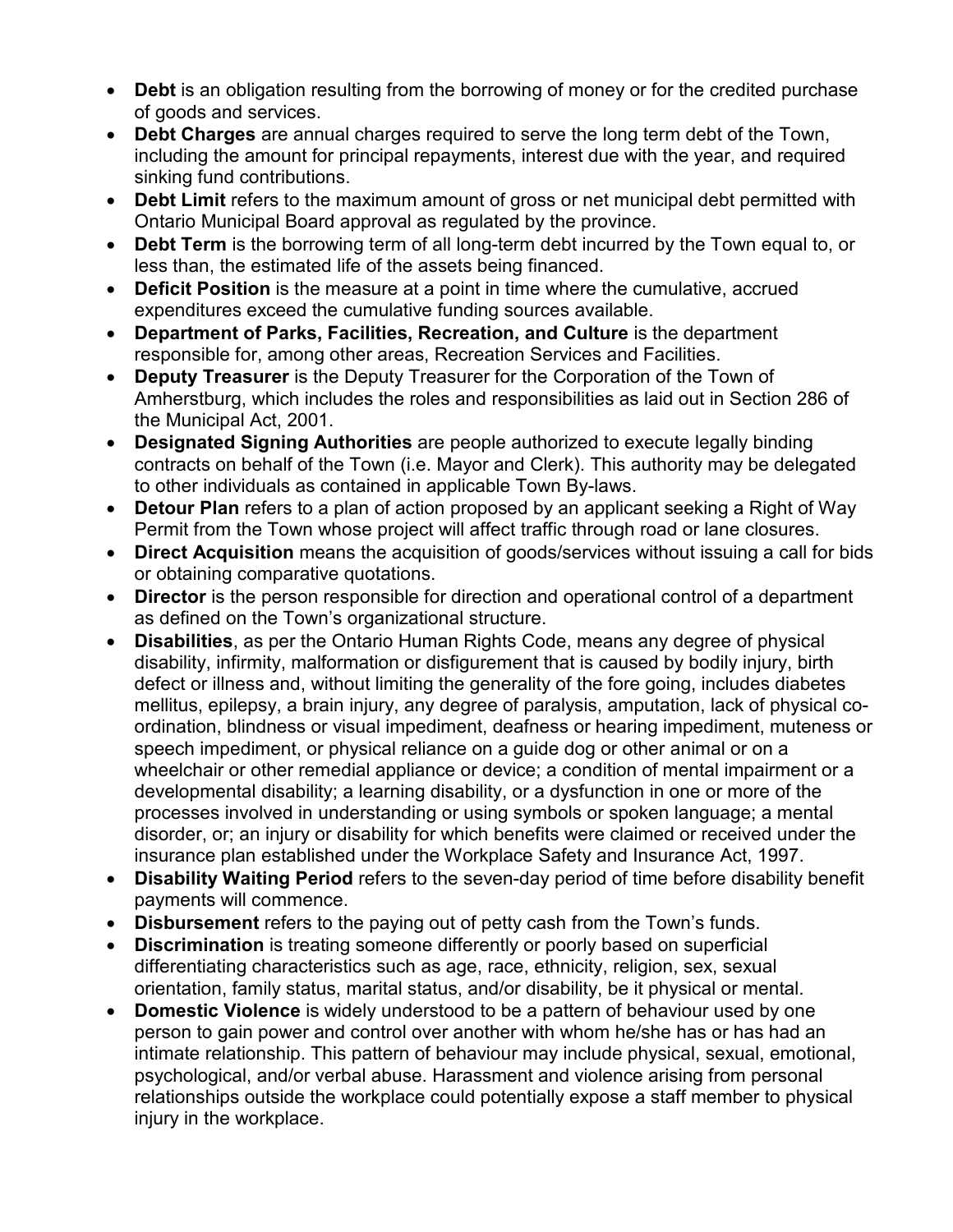- **Debt** is an obligation resulting from the borrowing of money or for the credited purchase of goods and services.
- **Debt Charges** are annual charges required to serve the long term debt of the Town, including the amount for principal repayments, interest due with the year, and required sinking fund contributions.
- **Debt Limit** refers to the maximum amount of gross or net municipal debt permitted with Ontario Municipal Board approval as regulated by the province.
- **Debt Term** is the borrowing term of all long-term debt incurred by the Town equal to, or less than, the estimated life of the assets being financed.
- **Deficit Position** is the measure at a point in time where the cumulative, accrued expenditures exceed the cumulative funding sources available.
- **Department of Parks, Facilities, Recreation, and Culture** is the department responsible for, among other areas, Recreation Services and Facilities.
- **Deputy Treasurer** is the Deputy Treasurer for the Corporation of the Town of Amherstburg, which includes the roles and responsibilities as laid out in Section 286 of the Municipal Act, 2001.
- **Designated Signing Authorities** are people authorized to execute legally binding contracts on behalf of the Town (i.e. Mayor and Clerk). This authority may be delegated to other individuals as contained in applicable Town By-laws.
- **Detour Plan** refers to a plan of action proposed by an applicant seeking a Right of Way Permit from the Town whose project will affect traffic through road or lane closures.
- **Direct Acquisition** means the acquisition of goods/services without issuing a call for bids or obtaining comparative quotations.
- **Director** is the person responsible for direction and operational control of a department as defined on the Town's organizational structure.
- **Disabilities**, as per the Ontario Human Rights Code, means any degree of physical disability, infirmity, malformation or disfigurement that is caused by bodily injury, birth defect or illness and, without limiting the generality of the fore going, includes diabetes mellitus, epilepsy, a brain injury, any degree of paralysis, amputation, lack of physical co-ordination, blindness or visual impediment, deafness or hearing impediment, muteness or speech impediment, or physical reliance on a guide dog or other animal or on a wheelchair or other remedial appliance or device; a condition of mental impairment or a developmental disability; a learning disability, or a dysfunction in one or more of the processes involved in understanding or using symbols or spoken language; a mental disorder, or; an injury or disability for which benefits were claimed or received under the insurance plan established under the Workplace Safety and Insurance Act, 1997.
- **Disability Waiting Period** refers to the seven-day period of time before disability benefit payments will commence.
- **Disbursement** refers to the paying out of petty cash from the Town's funds.
- **Discrimination** is treating someone differently or poorly based on superficial differentiating characteristics such as age, race, ethnicity, religion, sex, sexual orientation, family status, marital status, and/or disability, be it physical or mental.
- **Domestic Violence** is widely understood to be a pattern of behaviour used by one person to gain power and control over another with whom he/she has or has had an intimate relationship. This pattern of behaviour may include physical, sexual, emotional, psychological, and/or verbal abuse. Harassment and violence arising from personal relationships outside the workplace could potentially expose a staff member to physical injury in the workplace.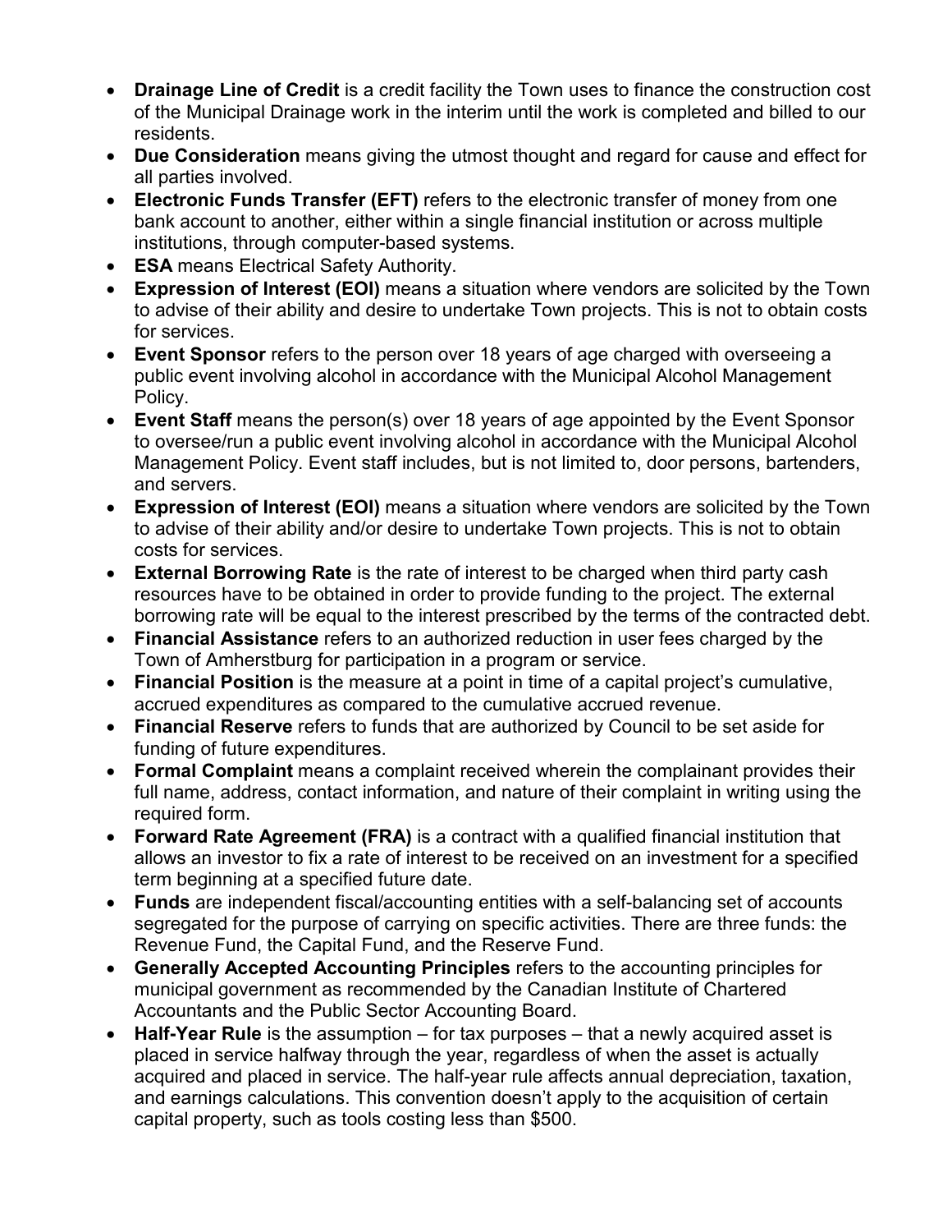- **Drainage Line of Credit** is a credit facility the Town uses to finance the construction cost of the Municipal Drainage work in the interim until the work is completed and billed to our residents.
- **Due Consideration** means giving the utmost thought and regard for cause and effect for all parties involved.
- **Electronic Funds Transfer (EFT)** refers to the electronic transfer of money from one bank account to another, either within a single financial institution or across multiple institutions, through computer-based systems.
- **ESA** means Electrical Safety Authority.
- **Expression of Interest (EOI)** means a situation where vendors are solicited by the Town to advise of their ability and desire to undertake Town projects. This is not to obtain costs for services.
- **Event Sponsor** refers to the person over 18 years of age charged with overseeing a public event involving alcohol in accordance with the Municipal Alcohol Management Policy.
- **Event Staff** means the person(s) over 18 years of age appointed by the Event Sponsor to oversee/run a public event involving alcohol in accordance with the Municipal Alcohol Management Policy. Event staff includes, but is not limited to, door persons, bartenders, and servers.
- **Expression of Interest (EOI)** means a situation where vendors are solicited by the Town to advise of their ability and/or desire to undertake Town projects. This is not to obtain costs for services.
- **External Borrowing Rate** is the rate of interest to be charged when third party cash resources have to be obtained in order to provide funding to the project. The external borrowing rate will be equal to the interest prescribed by the terms of the contracted debt.
- **Financial Assistance** refers to an authorized reduction in user fees charged by the Town of Amherstburg for participation in a program or service.
- **Financial Position** is the measure at a point in time of a capital project's cumulative, accrued expenditures as compared to the cumulative accrued revenue.
- **Financial Reserve** refers to funds that are authorized by Council to be set aside for funding of future expenditures.
- **Formal Complaint** means a complaint received wherein the complainant provides their full name, address, contact information, and nature of their complaint in writing using the required form.
- **Forward Rate Agreement (FRA)** is a contract with a qualified financial institution that allows an investor to fix a rate of interest to be received on an investment for a specified term beginning at a specified future date.
- **Funds** are independent fiscal/accounting entities with a self-balancing set of accounts segregated for the purpose of carrying on specific activities. There are three funds: the Revenue Fund, the Capital Fund, and the Reserve Fund.
- **Generally Accepted Accounting Principles** refers to the accounting principles for municipal government as recommended by the Canadian Institute of Chartered Accountants and the Public Sector Accounting Board.
- **Half-Year Rule** is the assumption – for tax purposes – that a newly acquired asset is placed in service halfway through the year, regardless of when the asset is actually acquired and placed in service. The half-year rule affects annual depreciation, taxation, and earnings calculations. This convention doesn't apply to the acquisition of certain capital property, such as tools costing less than $500.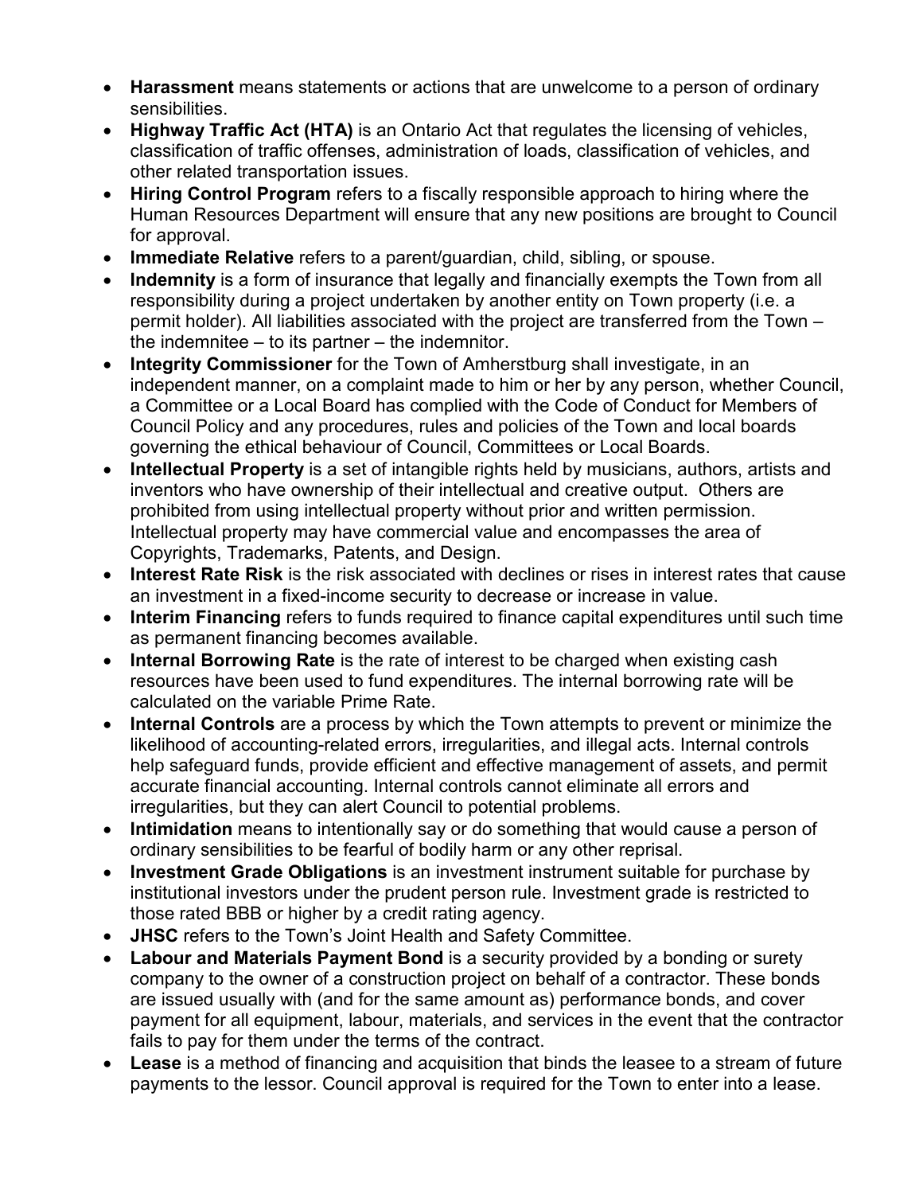- **Harassment** means statements or actions that are unwelcome to a person of ordinary sensibilities.
- **Highway Traffic Act (HTA)** is an Ontario Act that regulates the licensing of vehicles, classification of traffic offenses, administration of loads, classification of vehicles, and other related transportation issues.
- **Hiring Control Program** refers to a fiscally responsible approach to hiring where the Human Resources Department will ensure that any new positions are brought to Council for approval.
- **Immediate Relative** refers to a parent/guardian, child, sibling, or spouse.
- **Indemnity** is a form of insurance that legally and financially exempts the Town from all responsibility during a project undertaken by another entity on Town property (i.e. a permit holder). All liabilities associated with the project are transferred from the Town – the indemnitee – to its partner – the indemnitor.
- **Integrity Commissioner** for the Town of Amherstburg shall investigate, in an independent manner, on a complaint made to him or her by any person, whether Council, a Committee or a Local Board has complied with the Code of Conduct for Members of Council Policy and any procedures, rules and policies of the Town and local boards governing the ethical behaviour of Council, Committees or Local Boards.
- **Intellectual Property** is a set of intangible rights held by musicians, authors, artists and inventors who have ownership of their intellectual and creative output. Others are prohibited from using intellectual property without prior and written permission. Intellectual property may have commercial value and encompasses the area of Copyrights, Trademarks, Patents, and Design.
- **Interest Rate Risk** is the risk associated with declines or rises in interest rates that cause an investment in a fixed-income security to decrease or increase in value.
- **Interim Financing** refers to funds required to finance capital expenditures until such time as permanent financing becomes available.
- **Internal Borrowing Rate** is the rate of interest to be charged when existing cash resources have been used to fund expenditures. The internal borrowing rate will be calculated on the variable Prime Rate.
- **Internal Controls** are a process by which the Town attempts to prevent or minimize the likelihood of accounting-related errors, irregularities, and illegal acts. Internal controls help safeguard funds, provide efficient and effective management of assets, and permit accurate financial accounting. Internal controls cannot eliminate all errors and irregularities, but they can alert Council to potential problems.
- **Intimidation** means to intentionally say or do something that would cause a person of ordinary sensibilities to be fearful of bodily harm or any other reprisal.
- **Investment Grade Obligations** is an investment instrument suitable for purchase by institutional investors under the prudent person rule. Investment grade is restricted to those rated BBB or higher by a credit rating agency.
- **JHSC** refers to the Town's Joint Health and Safety Committee.
- **Labour and Materials Payment Bond** is a security provided by a bonding or surety company to the owner of a construction project on behalf of a contractor. These bonds are issued usually with (and for the same amount as) performance bonds, and cover payment for all equipment, labour, materials, and services in the event that the contractor fails to pay for them under the terms of the contract.
- **Lease** is a method of financing and acquisition that binds the leasee to a stream of future payments to the lessor. Council approval is required for the Town to enter into a lease.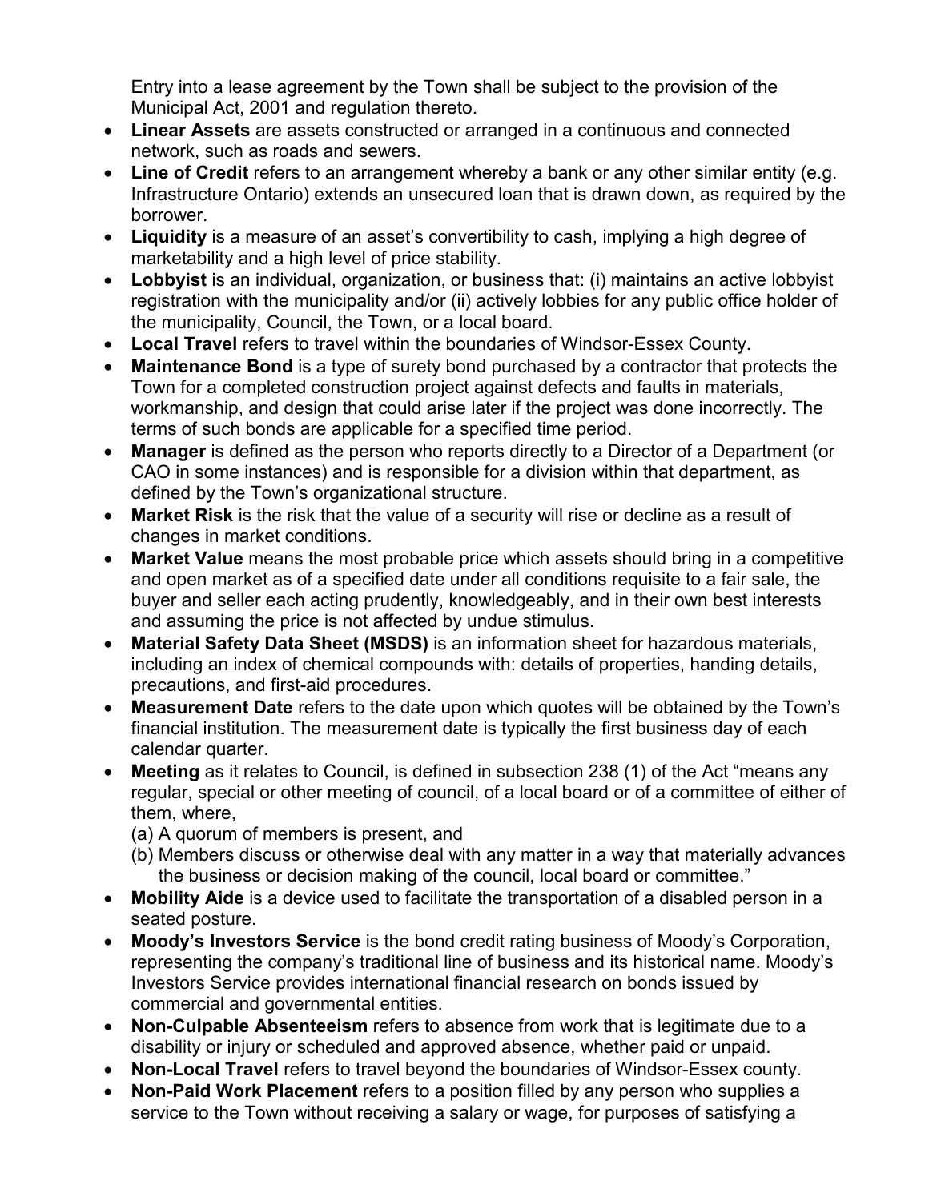Entry into a lease agreement by the Town shall be subject to the provision of the Municipal Act, 2001 and regulation thereto.

- **Linear Assets** are assets constructed or arranged in a continuous and connected network, such as roads and sewers.
- **Line of Credit** refers to an arrangement whereby a bank or any other similar entity (e.g. Infrastructure Ontario) extends an unsecured loan that is drawn down, as required by the borrower.
- **Liquidity** is a measure of an asset's convertibility to cash, implying a high degree of marketability and a high level of price stability.
- **Lobbyist** is an individual, organization, or business that: (i) maintains an active lobbyist registration with the municipality and/or (ii) actively lobbies for any public office holder of the municipality, Council, the Town, or a local board.
- **Local Travel** refers to travel within the boundaries of Windsor-Essex County.
- **Maintenance Bond** is a type of surety bond purchased by a contractor that protects the Town for a completed construction project against defects and faults in materials, workmanship, and design that could arise later if the project was done incorrectly. The terms of such bonds are applicable for a specified time period.
- **Manager** is defined as the person who reports directly to a Director of a Department (or CAO in some instances) and is responsible for a division within that department, as defined by the Town's organizational structure.
- **Market Risk** is the risk that the value of a security will rise or decline as a result of changes in market conditions.
- **Market Value** means the most probable price which assets should bring in a competitive and open market as of a specified date under all conditions requisite to a fair sale, the buyer and seller each acting prudently, knowledgeably, and in their own best interests and assuming the price is not affected by undue stimulus.
- **Material Safety Data Sheet (MSDS)** is an information sheet for hazardous materials, including an index of chemical compounds with: details of properties, handing details, precautions, and first-aid procedures.
- **Measurement Date** refers to the date upon which quotes will be obtained by the Town's financial institution. The measurement date is typically the first business day of each calendar quarter.
- **Meeting** as it relates to Council, is defined in subsection 238 (1) of the Act "means any regular, special or other meeting of council, of a local board or of a committee of either of them, where,
  (a) A quorum of members is present, and
  (b) Members discuss or otherwise deal with any matter in a way that materially advances the business or decision making of the council, local board or committee."
- **Mobility Aide** is a device used to facilitate the transportation of a disabled person in a seated posture.
- **Moody's Investors Service** is the bond credit rating business of Moody's Corporation, representing the company's traditional line of business and its historical name. Moody's Investors Service provides international financial research on bonds issued by commercial and governmental entities.
- **Non-Culpable Absenteeism** refers to absence from work that is legitimate due to a disability or injury or scheduled and approved absence, whether paid or unpaid.
- **Non-Local Travel** refers to travel beyond the boundaries of Windsor-Essex county.
- **Non-Paid Work Placement** refers to a position filled by any person who supplies a service to the Town without receiving a salary or wage, for purposes of satisfying a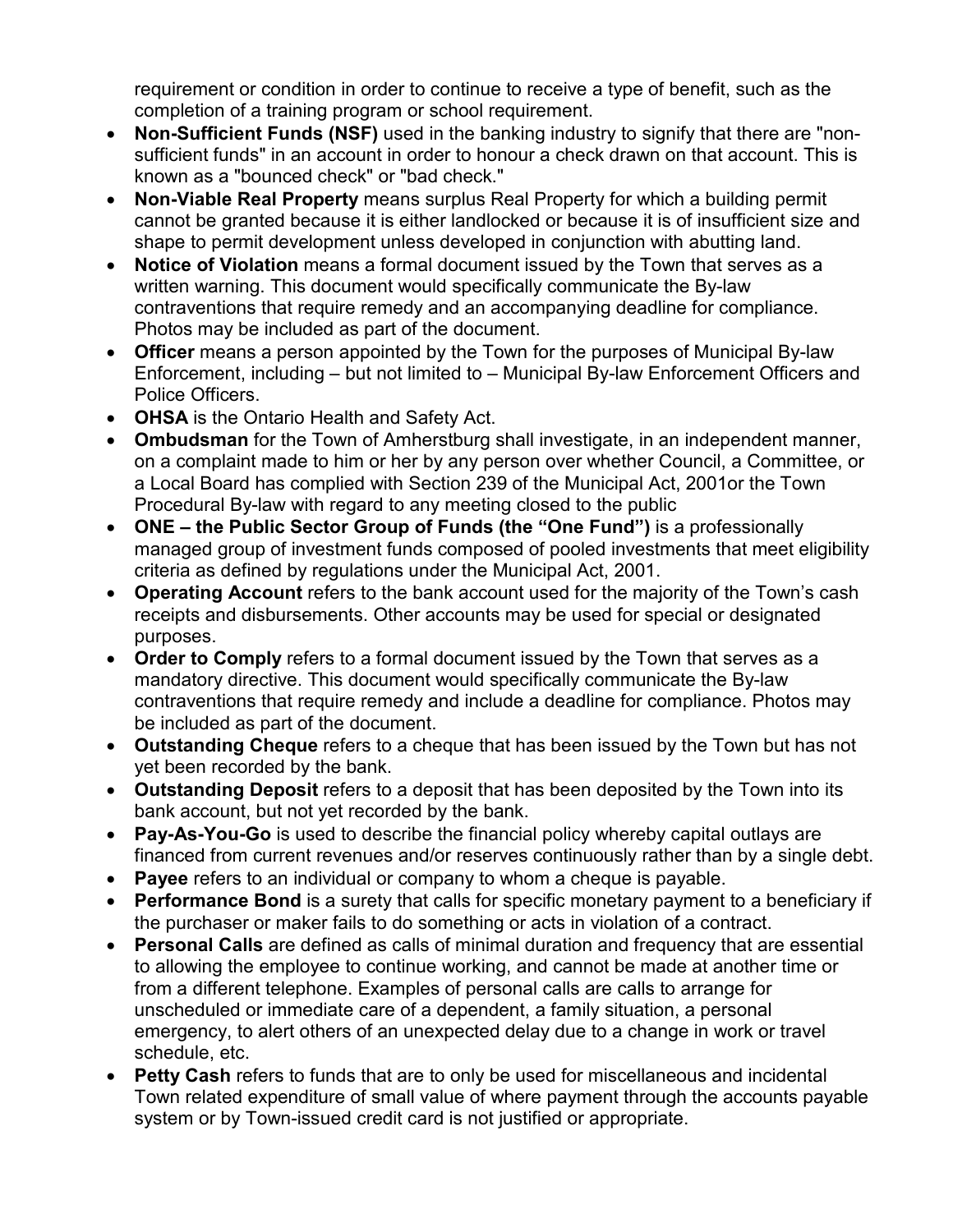requirement or condition in order to continue to receive a type of benefit, such as the completion of a training program or school requirement.

- **Non-Sufficient Funds (NSF)** used in the banking industry to signify that there are "non-sufficient funds" in an account in order to honour a check drawn on that account. This is known as a "bounced check" or "bad check."
- **Non-Viable Real Property** means surplus Real Property for which a building permit cannot be granted because it is either landlocked or because it is of insufficient size and shape to permit development unless developed in conjunction with abutting land.
- **Notice of Violation** means a formal document issued by the Town that serves as a written warning. This document would specifically communicate the By-law contraventions that require remedy and an accompanying deadline for compliance. Photos may be included as part of the document.
- **Officer** means a person appointed by the Town for the purposes of Municipal By-law Enforcement, including – but not limited to – Municipal By-law Enforcement Officers and Police Officers.
- **OHSA** is the Ontario Health and Safety Act.
- **Ombudsman** for the Town of Amherstburg shall investigate, in an independent manner, on a complaint made to him or her by any person over whether Council, a Committee, or a Local Board has complied with Section 239 of the Municipal Act, 2001or the Town Procedural By-law with regard to any meeting closed to the public
- **ONE – the Public Sector Group of Funds (the "One Fund")** is a professionally managed group of investment funds composed of pooled investments that meet eligibility criteria as defined by regulations under the Municipal Act, 2001.
- **Operating Account** refers to the bank account used for the majority of the Town's cash receipts and disbursements. Other accounts may be used for special or designated purposes.
- **Order to Comply** refers to a formal document issued by the Town that serves as a mandatory directive. This document would specifically communicate the By-law contraventions that require remedy and include a deadline for compliance. Photos may be included as part of the document.
- **Outstanding Cheque** refers to a cheque that has been issued by the Town but has not yet been recorded by the bank.
- **Outstanding Deposit** refers to a deposit that has been deposited by the Town into its bank account, but not yet recorded by the bank.
- **Pay-As-You-Go** is used to describe the financial policy whereby capital outlays are financed from current revenues and/or reserves continuously rather than by a single debt.
- **Payee** refers to an individual or company to whom a cheque is payable.
- **Performance Bond** is a surety that calls for specific monetary payment to a beneficiary if the purchaser or maker fails to do something or acts in violation of a contract.
- **Personal Calls** are defined as calls of minimal duration and frequency that are essential to allowing the employee to continue working, and cannot be made at another time or from a different telephone. Examples of personal calls are calls to arrange for unscheduled or immediate care of a dependent, a family situation, a personal emergency, to alert others of an unexpected delay due to a change in work or travel schedule, etc.
- **Petty Cash** refers to funds that are to only be used for miscellaneous and incidental Town related expenditure of small value of where payment through the accounts payable system or by Town-issued credit card is not justified or appropriate.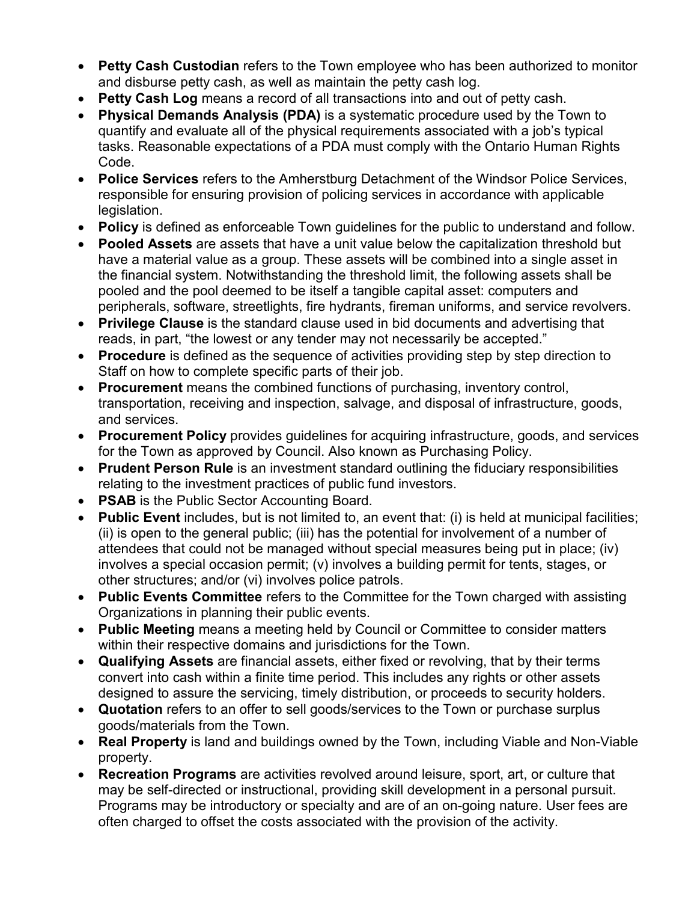- **Petty Cash Custodian** refers to the Town employee who has been authorized to monitor and disburse petty cash, as well as maintain the petty cash log.
- **Petty Cash Log** means a record of all transactions into and out of petty cash.
- **Physical Demands Analysis (PDA)** is a systematic procedure used by the Town to quantify and evaluate all of the physical requirements associated with a job's typical tasks. Reasonable expectations of a PDA must comply with the Ontario Human Rights Code.
- **Police Services** refers to the Amherstburg Detachment of the Windsor Police Services, responsible for ensuring provision of policing services in accordance with applicable legislation.
- **Policy** is defined as enforceable Town guidelines for the public to understand and follow.
- **Pooled Assets** are assets that have a unit value below the capitalization threshold but have a material value as a group. These assets will be combined into a single asset in the financial system. Notwithstanding the threshold limit, the following assets shall be pooled and the pool deemed to be itself a tangible capital asset: computers and peripherals, software, streetlights, fire hydrants, fireman uniforms, and service revolvers.
- **Privilege Clause** is the standard clause used in bid documents and advertising that reads, in part, "the lowest or any tender may not necessarily be accepted."
- **Procedure** is defined as the sequence of activities providing step by step direction to Staff on how to complete specific parts of their job.
- **Procurement** means the combined functions of purchasing, inventory control, transportation, receiving and inspection, salvage, and disposal of infrastructure, goods, and services.
- **Procurement Policy** provides guidelines for acquiring infrastructure, goods, and services for the Town as approved by Council. Also known as Purchasing Policy.
- **Prudent Person Rule** is an investment standard outlining the fiduciary responsibilities relating to the investment practices of public fund investors.
- **PSAB** is the Public Sector Accounting Board.
- **Public Event** includes, but is not limited to, an event that: (i) is held at municipal facilities; (ii) is open to the general public; (iii) has the potential for involvement of a number of attendees that could not be managed without special measures being put in place; (iv) involves a special occasion permit; (v) involves a building permit for tents, stages, or other structures; and/or (vi) involves police patrols.
- **Public Events Committee** refers to the Committee for the Town charged with assisting Organizations in planning their public events.
- **Public Meeting** means a meeting held by Council or Committee to consider matters within their respective domains and jurisdictions for the Town.
- **Qualifying Assets** are financial assets, either fixed or revolving, that by their terms convert into cash within a finite time period. This includes any rights or other assets designed to assure the servicing, timely distribution, or proceeds to security holders.
- **Quotation** refers to an offer to sell goods/services to the Town or purchase surplus goods/materials from the Town.
- **Real Property** is land and buildings owned by the Town, including Viable and Non-Viable property.
- **Recreation Programs** are activities revolved around leisure, sport, art, or culture that may be self-directed or instructional, providing skill development in a personal pursuit. Programs may be introductory or specialty and are of an on-going nature. User fees are often charged to offset the costs associated with the provision of the activity.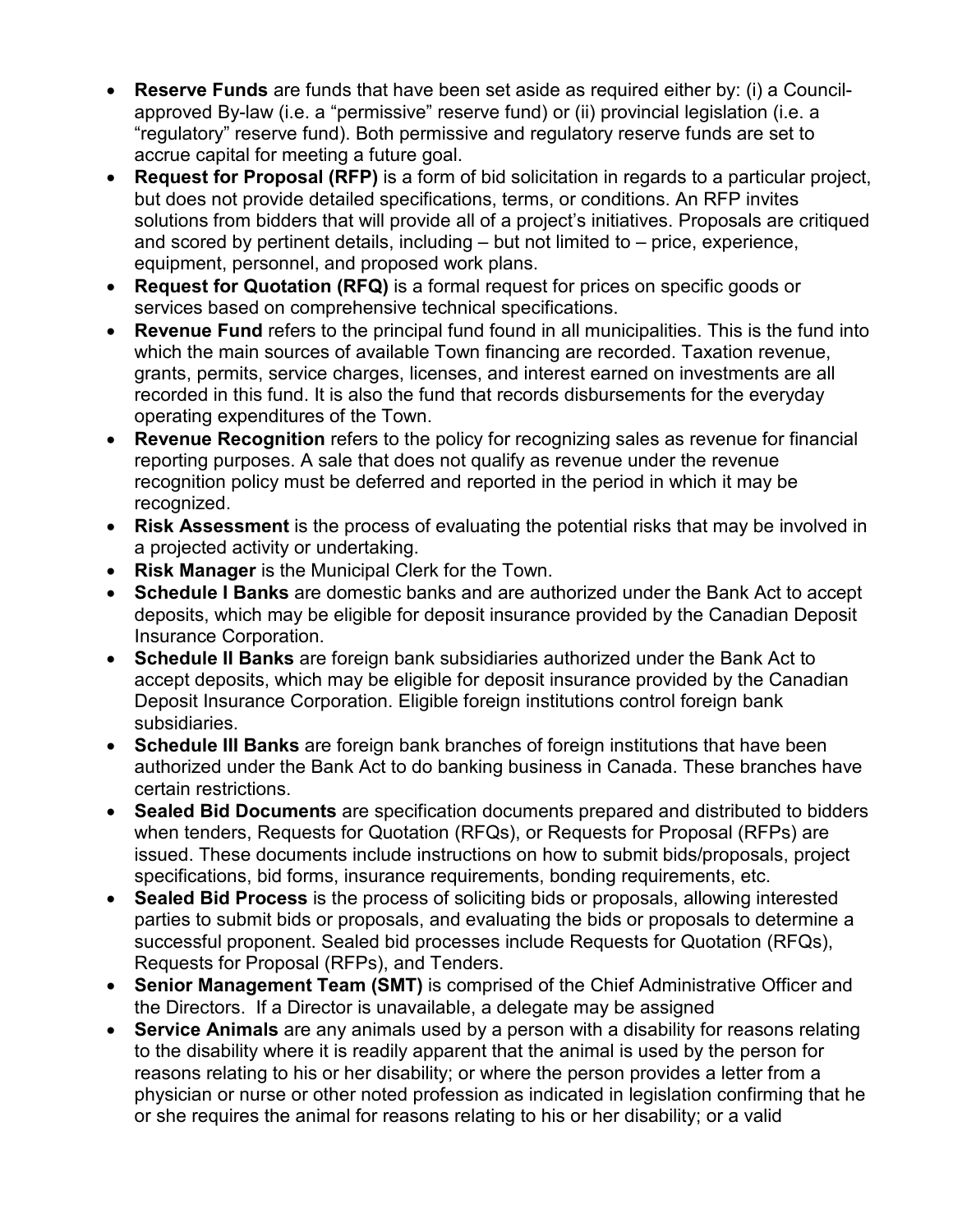- **Reserve Funds** are funds that have been set aside as required either by: (i) a Council-approved By-law (i.e. a "permissive" reserve fund) or (ii) provincial legislation (i.e. a "regulatory" reserve fund). Both permissive and regulatory reserve funds are set to accrue capital for meeting a future goal.
- **Request for Proposal (RFP)** is a form of bid solicitation in regards to a particular project, but does not provide detailed specifications, terms, or conditions. An RFP invites solutions from bidders that will provide all of a project's initiatives. Proposals are critiqued and scored by pertinent details, including – but not limited to – price, experience, equipment, personnel, and proposed work plans.
- **Request for Quotation (RFQ)** is a formal request for prices on specific goods or services based on comprehensive technical specifications.
- **Revenue Fund** refers to the principal fund found in all municipalities. This is the fund into which the main sources of available Town financing are recorded. Taxation revenue, grants, permits, service charges, licenses, and interest earned on investments are all recorded in this fund. It is also the fund that records disbursements for the everyday operating expenditures of the Town.
- **Revenue Recognition** refers to the policy for recognizing sales as revenue for financial reporting purposes. A sale that does not qualify as revenue under the revenue recognition policy must be deferred and reported in the period in which it may be recognized.
- **Risk Assessment** is the process of evaluating the potential risks that may be involved in a projected activity or undertaking.
- **Risk Manager** is the Municipal Clerk for the Town.
- **Schedule I Banks** are domestic banks and are authorized under the Bank Act to accept deposits, which may be eligible for deposit insurance provided by the Canadian Deposit Insurance Corporation.
- **Schedule II Banks** are foreign bank subsidiaries authorized under the Bank Act to accept deposits, which may be eligible for deposit insurance provided by the Canadian Deposit Insurance Corporation. Eligible foreign institutions control foreign bank subsidiaries.
- **Schedule III Banks** are foreign bank branches of foreign institutions that have been authorized under the Bank Act to do banking business in Canada. These branches have certain restrictions.
- **Sealed Bid Documents** are specification documents prepared and distributed to bidders when tenders, Requests for Quotation (RFQs), or Requests for Proposal (RFPs) are issued. These documents include instructions on how to submit bids/proposals, project specifications, bid forms, insurance requirements, bonding requirements, etc.
- **Sealed Bid Process** is the process of soliciting bids or proposals, allowing interested parties to submit bids or proposals, and evaluating the bids or proposals to determine a successful proponent. Sealed bid processes include Requests for Quotation (RFQs), Requests for Proposal (RFPs), and Tenders.
- **Senior Management Team (SMT)** is comprised of the Chief Administrative Officer and the Directors. If a Director is unavailable, a delegate may be assigned
- **Service Animals** are any animals used by a person with a disability for reasons relating to the disability where it is readily apparent that the animal is used by the person for reasons relating to his or her disability; or where the person provides a letter from a physician or nurse or other noted profession as indicated in legislation confirming that he or she requires the animal for reasons relating to his or her disability; or a valid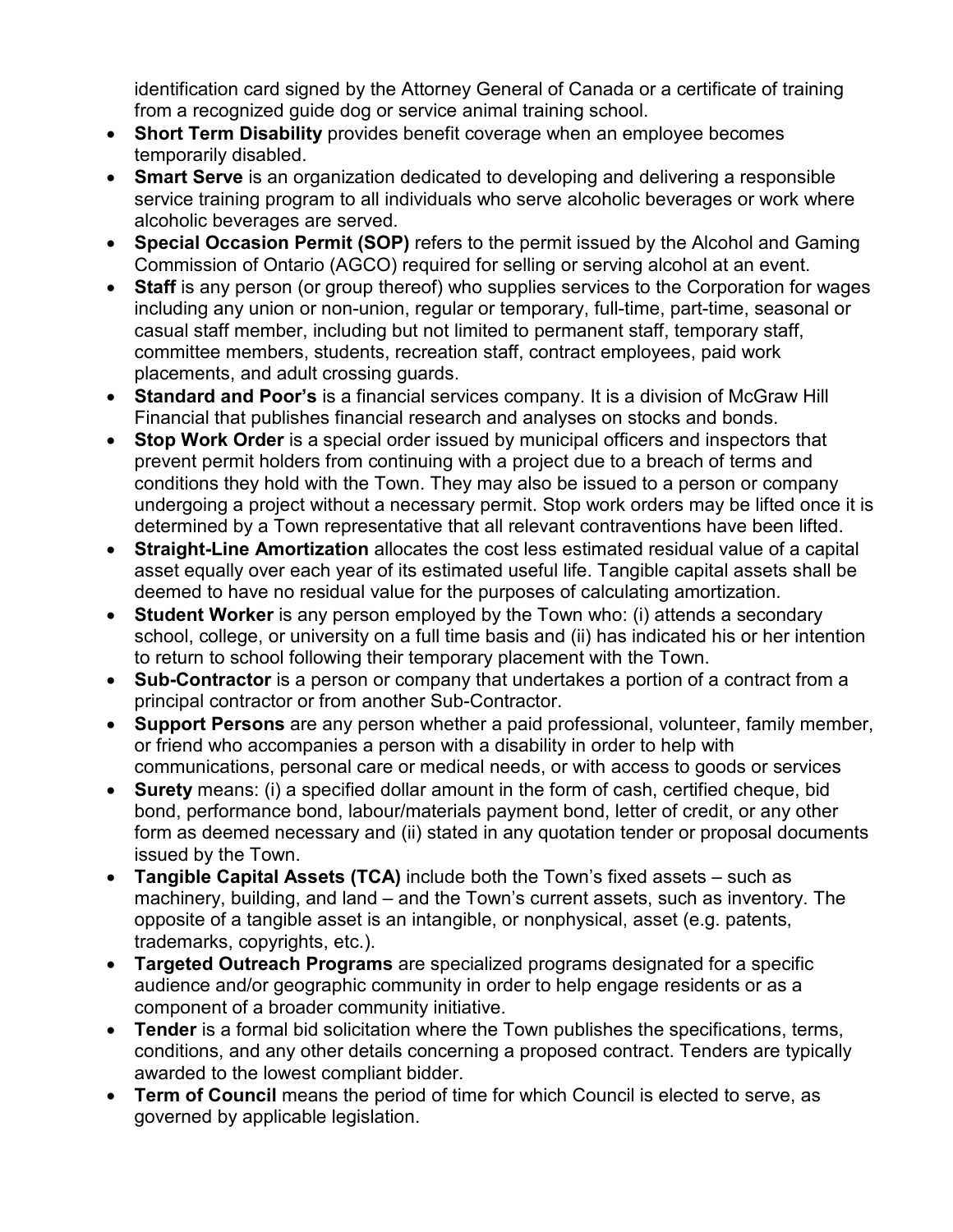identification card signed by the Attorney General of Canada or a certificate of training from a recognized guide dog or service animal training school.

- **Short Term Disability** provides benefit coverage when an employee becomes temporarily disabled.
- **Smart Serve** is an organization dedicated to developing and delivering a responsible service training program to all individuals who serve alcoholic beverages or work where alcoholic beverages are served.
- **Special Occasion Permit (SOP)** refers to the permit issued by the Alcohol and Gaming Commission of Ontario (AGCO) required for selling or serving alcohol at an event.
- **Staff** is any person (or group thereof) who supplies services to the Corporation for wages including any union or non-union, regular or temporary, full-time, part-time, seasonal or casual staff member, including but not limited to permanent staff, temporary staff, committee members, students, recreation staff, contract employees, paid work placements, and adult crossing guards.
- **Standard and Poor's** is a financial services company. It is a division of McGraw Hill Financial that publishes financial research and analyses on stocks and bonds.
- **Stop Work Order** is a special order issued by municipal officers and inspectors that prevent permit holders from continuing with a project due to a breach of terms and conditions they hold with the Town. They may also be issued to a person or company undergoing a project without a necessary permit. Stop work orders may be lifted once it is determined by a Town representative that all relevant contraventions have been lifted.
- **Straight-Line Amortization** allocates the cost less estimated residual value of a capital asset equally over each year of its estimated useful life. Tangible capital assets shall be deemed to have no residual value for the purposes of calculating amortization.
- **Student Worker** is any person employed by the Town who: (i) attends a secondary school, college, or university on a full time basis and (ii) has indicated his or her intention to return to school following their temporary placement with the Town.
- **Sub-Contractor** is a person or company that undertakes a portion of a contract from a principal contractor or from another Sub-Contractor.
- **Support Persons** are any person whether a paid professional, volunteer, family member, or friend who accompanies a person with a disability in order to help with communications, personal care or medical needs, or with access to goods or services
- **Surety** means: (i) a specified dollar amount in the form of cash, certified cheque, bid bond, performance bond, labour/materials payment bond, letter of credit, or any other form as deemed necessary and (ii) stated in any quotation tender or proposal documents issued by the Town.
- **Tangible Capital Assets (TCA)** include both the Town's fixed assets – such as machinery, building, and land – and the Town's current assets, such as inventory. The opposite of a tangible asset is an intangible, or nonphysical, asset (e.g. patents, trademarks, copyrights, etc.).
- **Targeted Outreach Programs** are specialized programs designated for a specific audience and/or geographic community in order to help engage residents or as a component of a broader community initiative.
- **Tender** is a formal bid solicitation where the Town publishes the specifications, terms, conditions, and any other details concerning a proposed contract. Tenders are typically awarded to the lowest compliant bidder.
- **Term of Council** means the period of time for which Council is elected to serve, as governed by applicable legislation.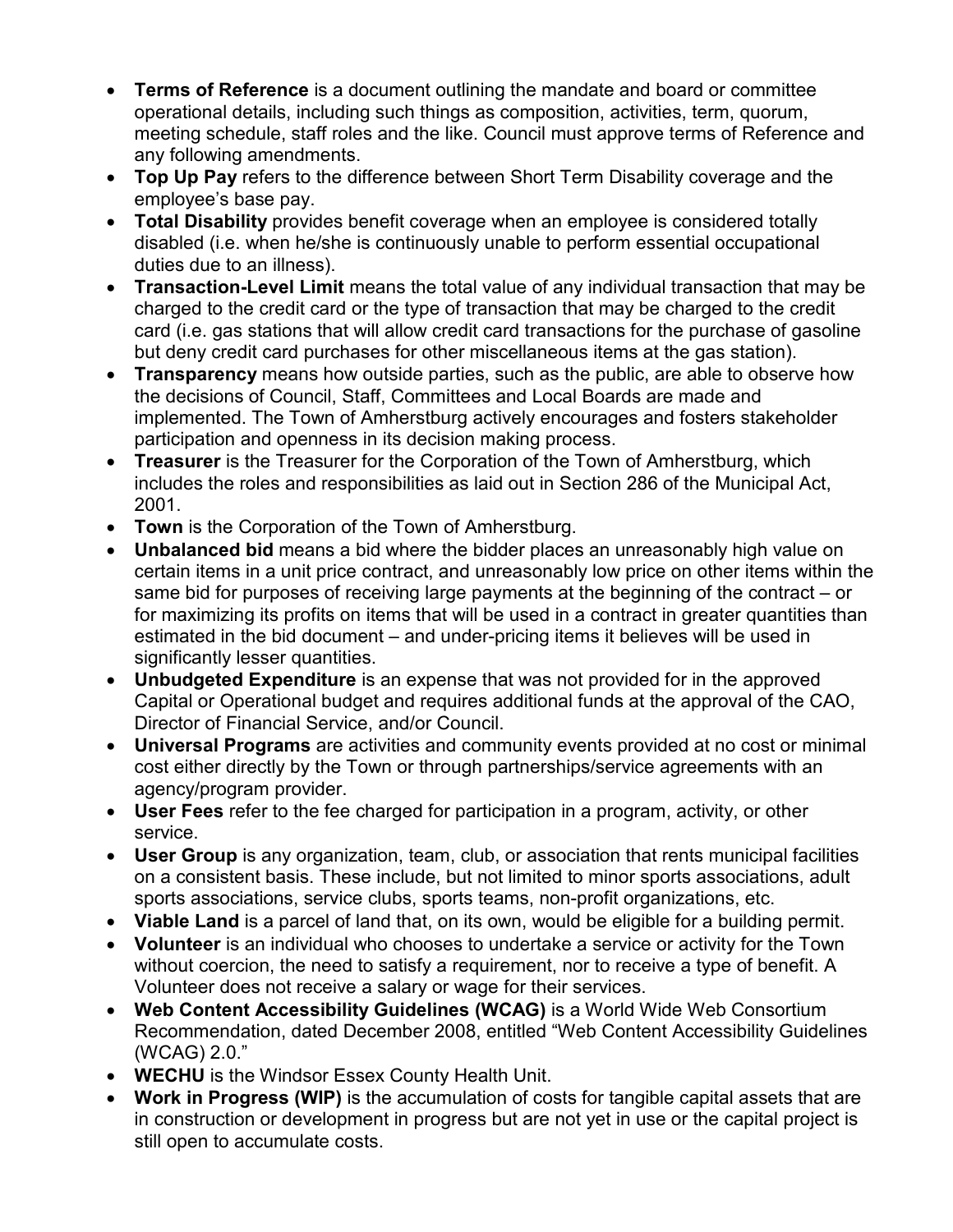- **Terms of Reference** is a document outlining the mandate and board or committee operational details, including such things as composition, activities, term, quorum, meeting schedule, staff roles and the like. Council must approve terms of Reference and any following amendments.
- **Top Up Pay** refers to the difference between Short Term Disability coverage and the employee's base pay.
- **Total Disability** provides benefit coverage when an employee is considered totally disabled (i.e. when he/she is continuously unable to perform essential occupational duties due to an illness).
- **Transaction-Level Limit** means the total value of any individual transaction that may be charged to the credit card or the type of transaction that may be charged to the credit card (i.e. gas stations that will allow credit card transactions for the purchase of gasoline but deny credit card purchases for other miscellaneous items at the gas station).
- **Transparency** means how outside parties, such as the public, are able to observe how the decisions of Council, Staff, Committees and Local Boards are made and implemented. The Town of Amherstburg actively encourages and fosters stakeholder participation and openness in its decision making process.
- **Treasurer** is the Treasurer for the Corporation of the Town of Amherstburg, which includes the roles and responsibilities as laid out in Section 286 of the Municipal Act, 2001.
- **Town** is the Corporation of the Town of Amherstburg.
- **Unbalanced bid** means a bid where the bidder places an unreasonably high value on certain items in a unit price contract, and unreasonably low price on other items within the same bid for purposes of receiving large payments at the beginning of the contract – or for maximizing its profits on items that will be used in a contract in greater quantities than estimated in the bid document – and under-pricing items it believes will be used in significantly lesser quantities.
- **Unbudgeted Expenditure** is an expense that was not provided for in the approved Capital or Operational budget and requires additional funds at the approval of the CAO, Director of Financial Service, and/or Council.
- **Universal Programs** are activities and community events provided at no cost or minimal cost either directly by the Town or through partnerships/service agreements with an agency/program provider.
- **User Fees** refer to the fee charged for participation in a program, activity, or other service.
- **User Group** is any organization, team, club, or association that rents municipal facilities on a consistent basis. These include, but not limited to minor sports associations, adult sports associations, service clubs, sports teams, non-profit organizations, etc.
- **Viable Land** is a parcel of land that, on its own, would be eligible for a building permit.
- **Volunteer** is an individual who chooses to undertake a service or activity for the Town without coercion, the need to satisfy a requirement, nor to receive a type of benefit. A Volunteer does not receive a salary or wage for their services.
- **Web Content Accessibility Guidelines (WCAG)** is a World Wide Web Consortium Recommendation, dated December 2008, entitled "Web Content Accessibility Guidelines (WCAG) 2.0."
- **WECHU** is the Windsor Essex County Health Unit.
- **Work in Progress (WIP)** is the accumulation of costs for tangible capital assets that are in construction or development in progress but are not yet in use or the capital project is still open to accumulate costs.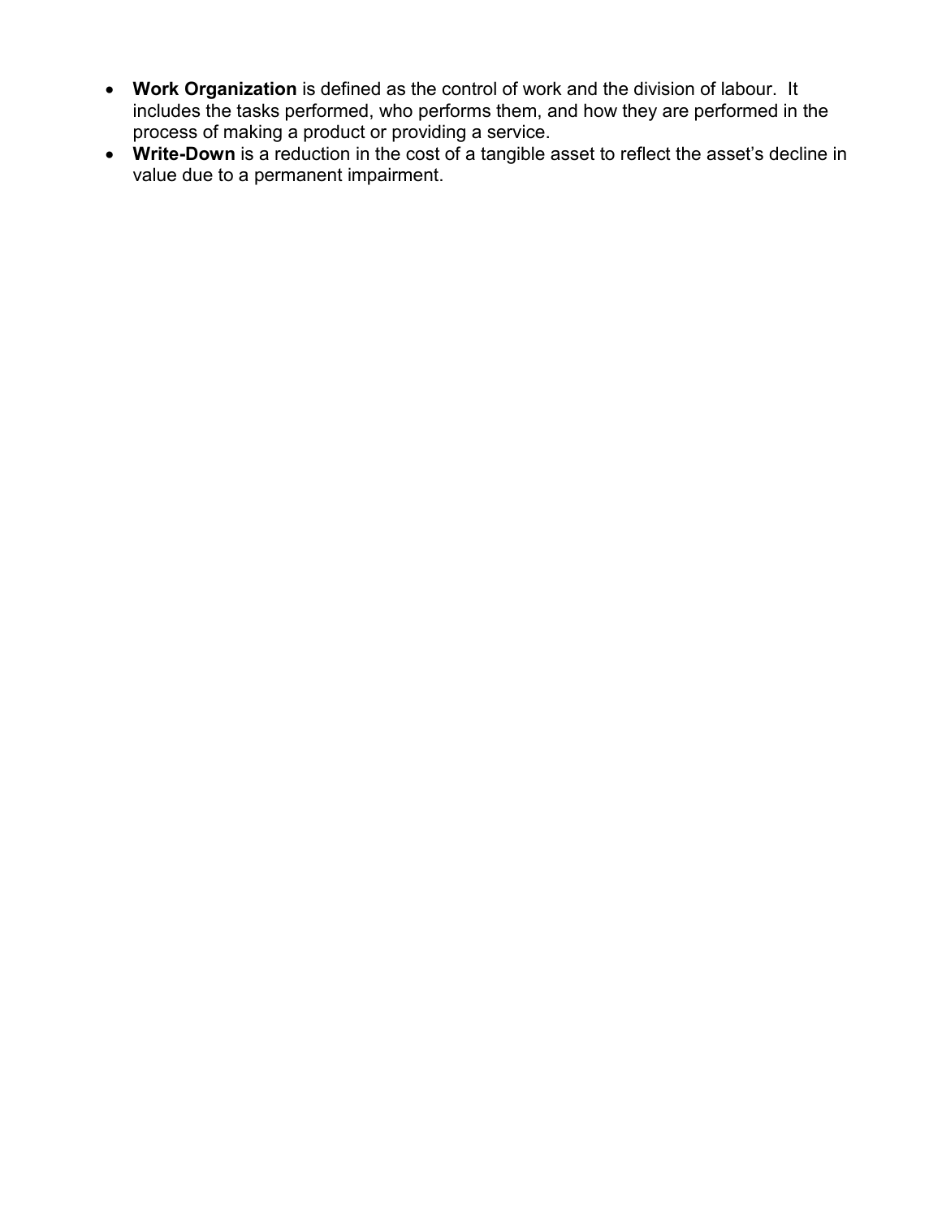- **Work Organization** is defined as the control of work and the division of labour. It includes the tasks performed, who performs them, and how they are performed in the process of making a product or providing a service.
- **Write-Down** is a reduction in the cost of a tangible asset to reflect the asset's decline in value due to a permanent impairment.